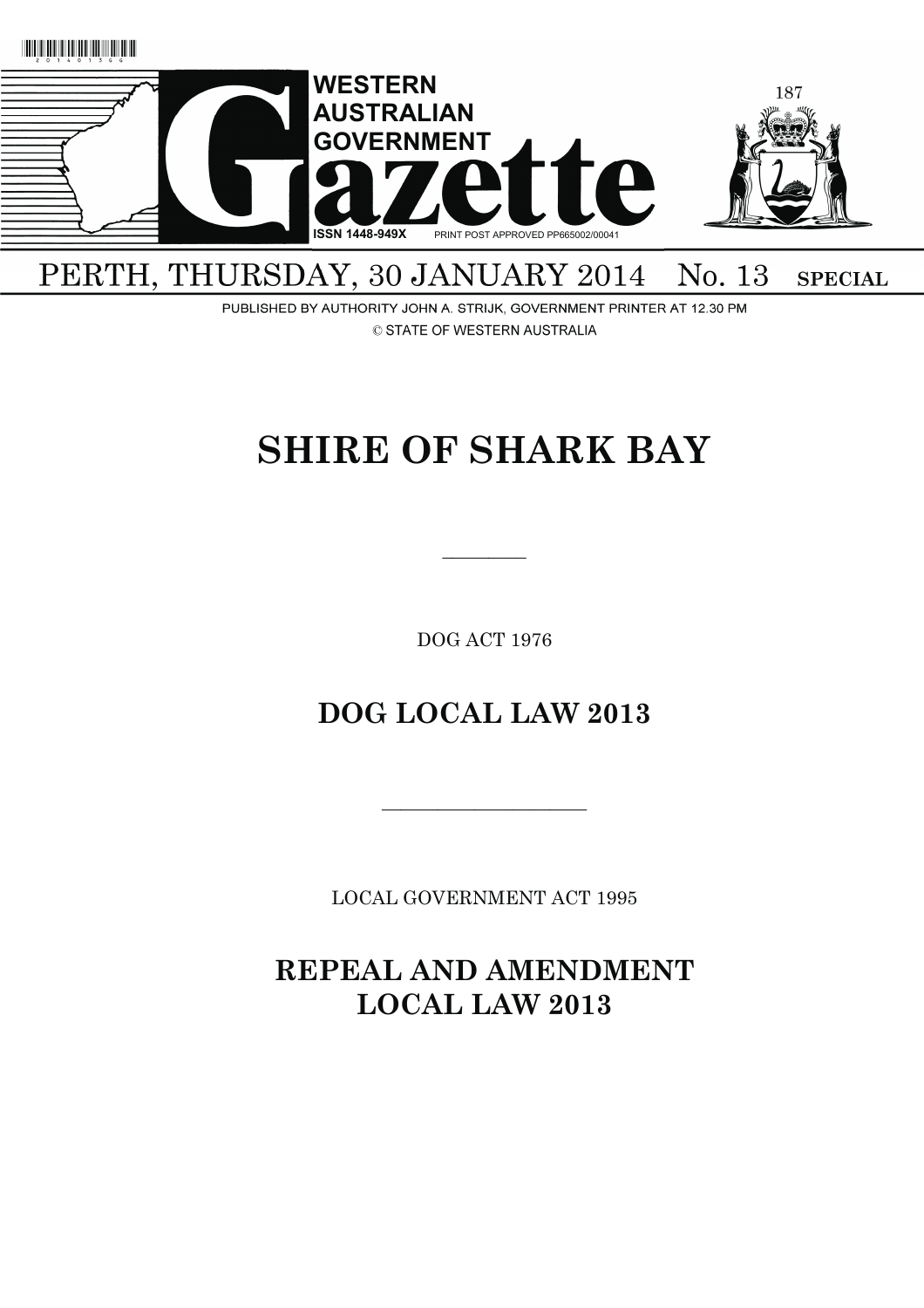# WESTERN AUSTRALIAN GOVERNMENT Gazette

ISSN 1448-949X PRINT POST APPROVED PP665002/00041

PERTH, THURSDAY, 30 JANUARY 2014 No. 13 SPECIAL

PUBLISHED BY AUTHORITY JOHN A. STRIJK, GOVERNMENT PRINTER AT 12.30 PM

© STATE OF WESTERN AUSTRALIA

# SHIRE OF SHARK BAY

---

DOG ACT 1976

## DOG LOCAL LAW 2013

---

LOCAL GOVERNMENT ACT 1995

## REPEAL AND AMENDMENT LOCAL LAW 2013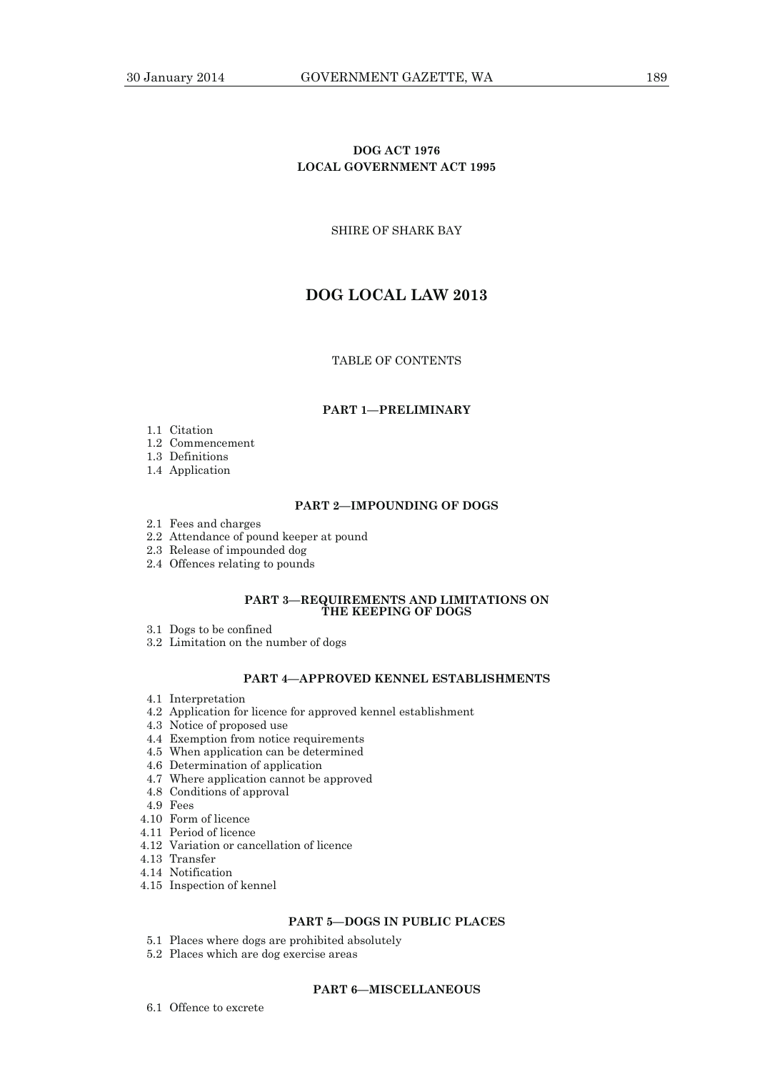**DOG ACT 1976**
**LOCAL GOVERNMENT ACT 1995**

SHIRE OF SHARK BAY

# DOG LOCAL LAW 2013

TABLE OF CONTENTS

**PART 1—PRELIMINARY**

1.1 Citation
1.2 Commencement
1.3 Definitions
1.4 Application

**PART 2—IMPOUNDING OF DOGS**

2.1 Fees and charges
2.2 Attendance of pound keeper at pound
2.3 Release of impounded dog
2.4 Offences relating to pounds

**PART 3—REQUIREMENTS AND LIMITATIONS ON THE KEEPING OF DOGS**

3.1 Dogs to be confined
3.2 Limitation on the number of dogs

**PART 4—APPROVED KENNEL ESTABLISHMENTS**

4.1 Interpretation
4.2 Application for licence for approved kennel establishment
4.3 Notice of proposed use
4.4 Exemption from notice requirements
4.5 When application can be determined
4.6 Determination of application
4.7 Where application cannot be approved
4.8 Conditions of approval
4.9 Fees
4.10 Form of licence
4.11 Period of licence
4.12 Variation or cancellation of licence
4.13 Transfer
4.14 Notification
4.15 Inspection of kennel

**PART 5—DOGS IN PUBLIC PLACES**

5.1 Places where dogs are prohibited absolutely
5.2 Places which are dog exercise areas

**PART 6—MISCELLANEOUS**

6.1 Offence to excrete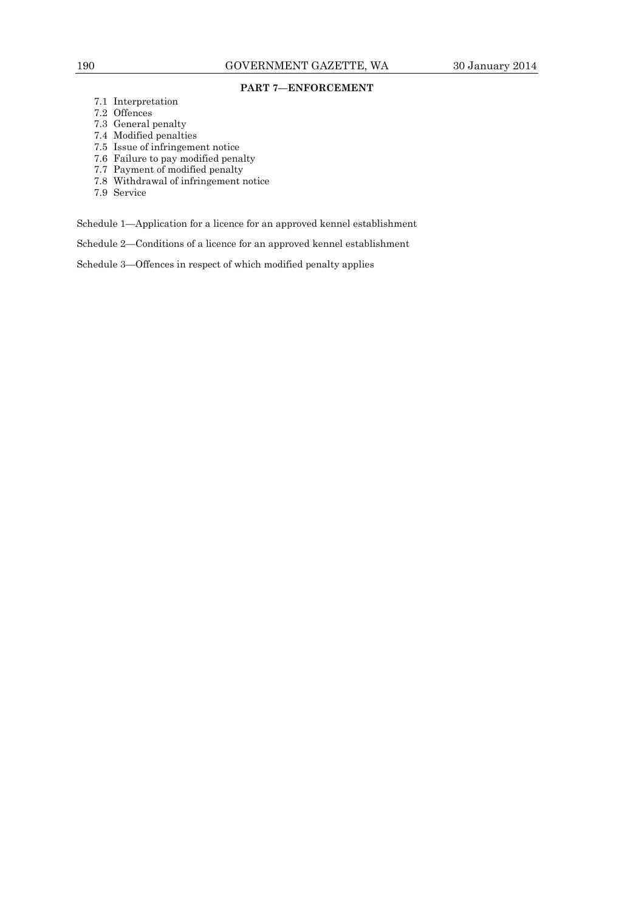**PART 7—ENFORCEMENT**

7.1 Interpretation
7.2 Offences
7.3 General penalty
7.4 Modified penalties
7.5 Issue of infringement notice
7.6 Failure to pay modified penalty
7.7 Payment of modified penalty
7.8 Withdrawal of infringement notice
7.9 Service

Schedule 1—Application for a licence for an approved kennel establishment

Schedule 2—Conditions of a licence for an approved kennel establishment

Schedule 3—Offences in respect of which modified penalty applies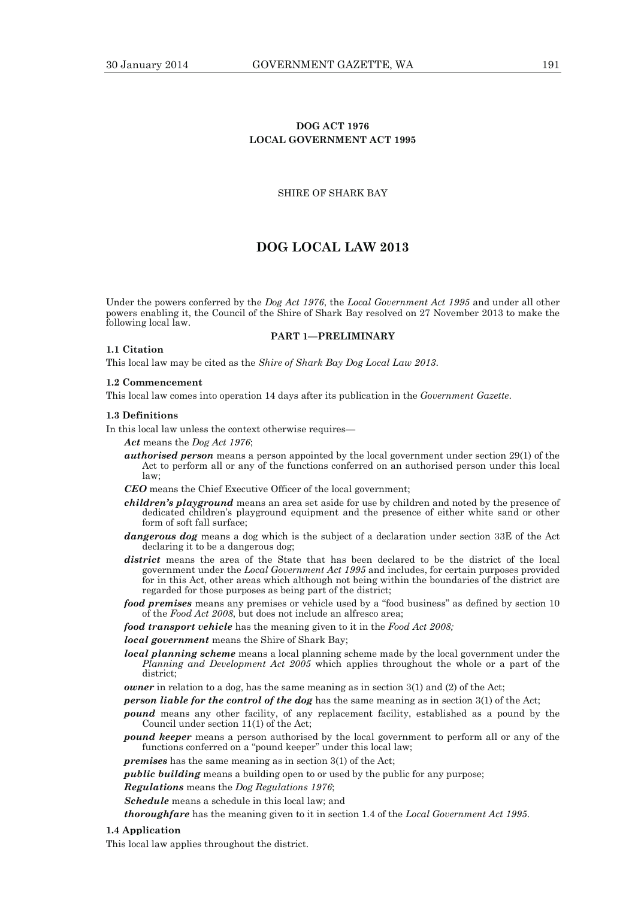**DOG ACT 1976**
**LOCAL GOVERNMENT ACT 1995**

SHIRE OF SHARK BAY

# DOG LOCAL LAW 2013

Under the powers conferred by the *Dog Act 1976*, the *Local Government Act 1995* and under all other powers enabling it, the Council of the Shire of Shark Bay resolved on 27 November 2013 to make the following local law.

## PART 1—PRELIMINARY

### 1.1 Citation

This local law may be cited as the *Shire of Shark Bay Dog Local Law 2013*.

### 1.2 Commencement

This local law comes into operation 14 days after its publication in the *Government Gazette*.

### 1.3 Definitions

In this local law unless the context otherwise requires—

***Act*** means the *Dog Act 1976*;

***authorised person*** means a person appointed by the local government under section 29(1) of the Act to perform all or any of the functions conferred on an authorised person under this local law;

***CEO*** means the Chief Executive Officer of the local government;

***children's playground*** means an area set aside for use by children and noted by the presence of dedicated children's playground equipment and the presence of either white sand or other form of soft fall surface;

***dangerous dog*** means a dog which is the subject of a declaration under section 33E of the Act declaring it to be a dangerous dog;

***district*** means the area of the State that has been declared to be the district of the local government under the *Local Government Act 1995* and includes, for certain purposes provided for in this Act, other areas which although not being within the boundaries of the district are regarded for those purposes as being part of the district;

***food premises*** means any premises or vehicle used by a "food business" as defined by section 10 of the *Food Act 2008*, but does not include an alfresco area;

***food transport vehicle*** has the meaning given to it in the *Food Act 2008;*

***local government*** means the Shire of Shark Bay;

***local planning scheme*** means a local planning scheme made by the local government under the *Planning and Development Act 2005* which applies throughout the whole or a part of the district;

***owner*** in relation to a dog, has the same meaning as in section 3(1) and (2) of the Act;

***person liable for the control of the dog*** has the same meaning as in section 3(1) of the Act;

***pound*** means any other facility, of any replacement facility, established as a pound by the Council under section 11(1) of the Act;

***pound keeper*** means a person authorised by the local government to perform all or any of the functions conferred on a "pound keeper" under this local law;

***premises*** has the same meaning as in section 3(1) of the Act;

***public building*** means a building open to or used by the public for any purpose;

***Regulations*** means the *Dog Regulations 1976*;

***Schedule*** means a schedule in this local law; and

***thoroughfare*** has the meaning given to it in section 1.4 of the *Local Government Act 1995*.

### 1.4 Application

This local law applies throughout the district.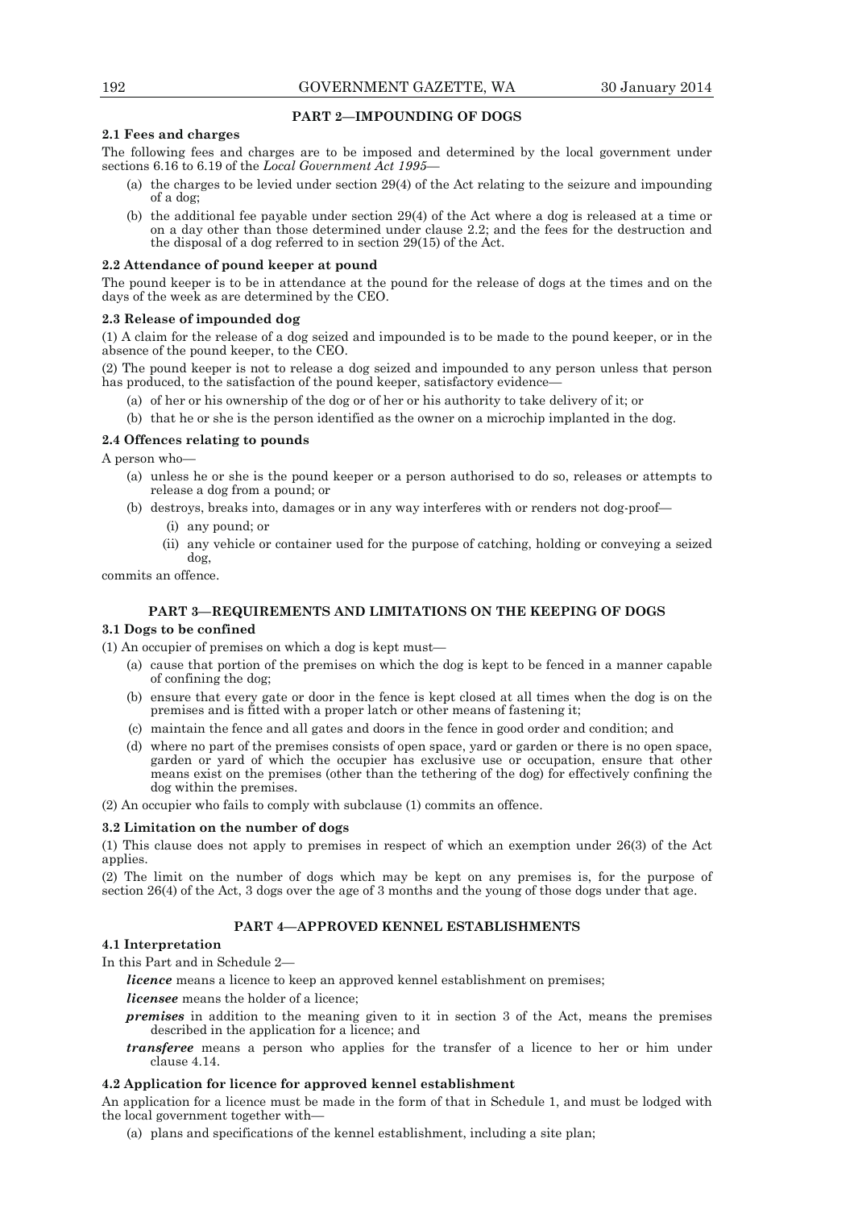## PART 2—IMPOUNDING OF DOGS

### 2.1 Fees and charges

The following fees and charges are to be imposed and determined by the local government under sections 6.16 to 6.19 of the *Local Government Act 1995*—

(a) the charges to be levied under section 29(4) of the Act relating to the seizure and impounding of a dog;

(b) the additional fee payable under section 29(4) of the Act where a dog is released at a time or on a day other than those determined under clause 2.2; and the fees for the destruction and the disposal of a dog referred to in section 29(15) of the Act.

### 2.2 Attendance of pound keeper at pound

The pound keeper is to be in attendance at the pound for the release of dogs at the times and on the days of the week as are determined by the CEO.

### 2.3 Release of impounded dog

(1) A claim for the release of a dog seized and impounded is to be made to the pound keeper, or in the absence of the pound keeper, to the CEO.

(2) The pound keeper is not to release a dog seized and impounded to any person unless that person has produced, to the satisfaction of the pound keeper, satisfactory evidence—

(a) of her or his ownership of the dog or of her or his authority to take delivery of it; or

(b) that he or she is the person identified as the owner on a microchip implanted in the dog.

### 2.4 Offences relating to pounds

A person who—

(a) unless he or she is the pound keeper or a person authorised to do so, releases or attempts to release a dog from a pound; or

(b) destroys, breaks into, damages or in any way interferes with or renders not dog-proof—

  (i) any pound; or

  (ii) any vehicle or container used for the purpose of catching, holding or conveying a seized dog,

commits an offence.

## PART 3—REQUIREMENTS AND LIMITATIONS ON THE KEEPING OF DOGS

### 3.1 Dogs to be confined

(1) An occupier of premises on which a dog is kept must—

(a) cause that portion of the premises on which the dog is kept to be fenced in a manner capable of confining the dog;

(b) ensure that every gate or door in the fence is kept closed at all times when the dog is on the premises and is fitted with a proper latch or other means of fastening it;

(c) maintain the fence and all gates and doors in the fence in good order and condition; and

(d) where no part of the premises consists of open space, yard or garden or there is no open space, garden or yard of which the occupier has exclusive use or occupation, ensure that other means exist on the premises (other than the tethering of the dog) for effectively confining the dog within the premises.

(2) An occupier who fails to comply with subclause (1) commits an offence.

### 3.2 Limitation on the number of dogs

(1) This clause does not apply to premises in respect of which an exemption under 26(3) of the Act applies.

(2) The limit on the number of dogs which may be kept on any premises is, for the purpose of section 26(4) of the Act, 3 dogs over the age of 3 months and the young of those dogs under that age.

## PART 4—APPROVED KENNEL ESTABLISHMENTS

### 4.1 Interpretation

In this Part and in Schedule 2—

***licence*** means a licence to keep an approved kennel establishment on premises;

***licensee*** means the holder of a licence;

***premises*** in addition to the meaning given to it in section 3 of the Act, means the premises described in the application for a licence; and

***transferee*** means a person who applies for the transfer of a licence to her or him under clause 4.14.

### 4.2 Application for licence for approved kennel establishment

An application for a licence must be made in the form of that in Schedule 1, and must be lodged with the local government together with—

(a) plans and specifications of the kennel establishment, including a site plan;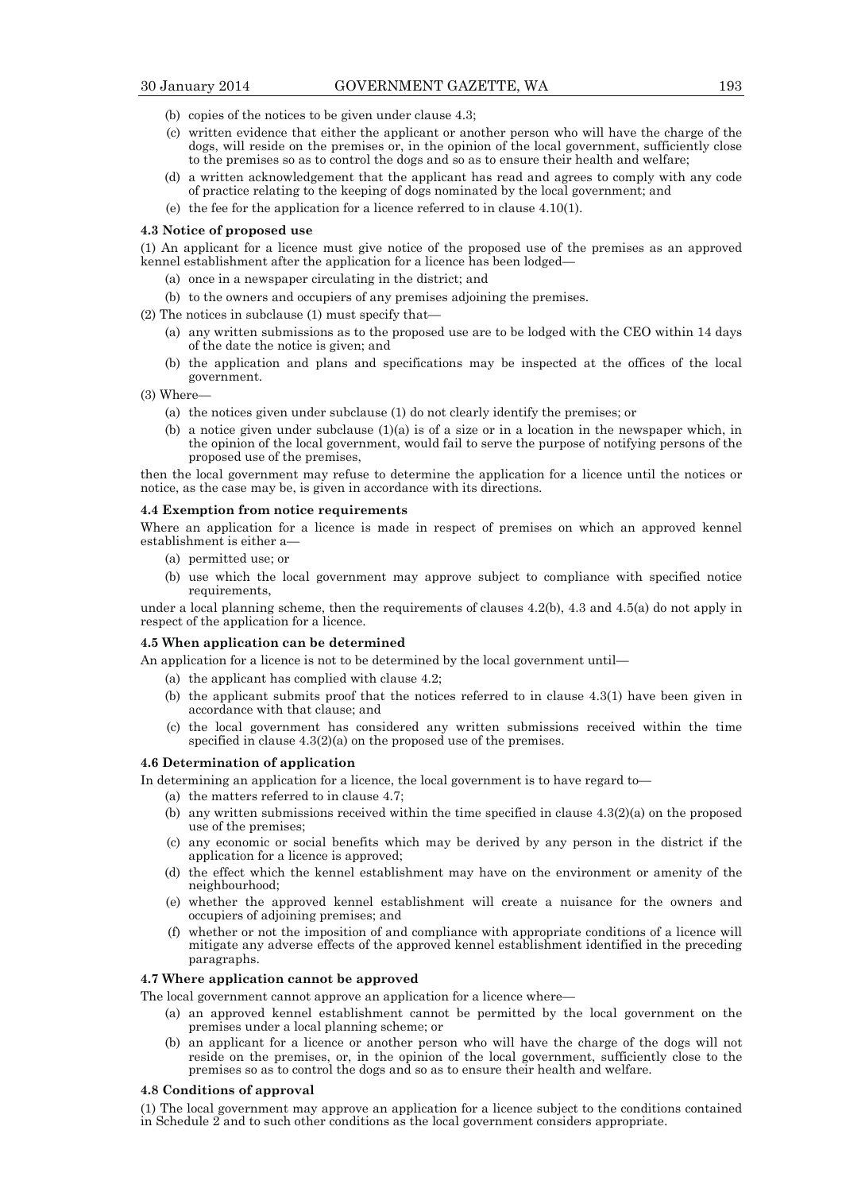(b) copies of the notices to be given under clause 4.3;

(c) written evidence that either the applicant or another person who will have the charge of the dogs, will reside on the premises or, in the opinion of the local government, sufficiently close to the premises so as to control the dogs and so as to ensure their health and welfare;

(d) a written acknowledgement that the applicant has read and agrees to comply with any code of practice relating to the keeping of dogs nominated by the local government; and

(e) the fee for the application for a licence referred to in clause 4.10(1).

**4.3 Notice of proposed use**

(1) An applicant for a licence must give notice of the proposed use of the premises as an approved kennel establishment after the application for a licence has been lodged—

(a) once in a newspaper circulating in the district; and

(b) to the owners and occupiers of any premises adjoining the premises.

(2) The notices in subclause (1) must specify that—

(a) any written submissions as to the proposed use are to be lodged with the CEO within 14 days of the date the notice is given; and

(b) the application and plans and specifications may be inspected at the offices of the local government.

(3) Where—

(a) the notices given under subclause (1) do not clearly identify the premises; or

(b) a notice given under subclause (1)(a) is of a size or in a location in the newspaper which, in the opinion of the local government, would fail to serve the purpose of notifying persons of the proposed use of the premises,

then the local government may refuse to determine the application for a licence until the notices or notice, as the case may be, is given in accordance with its directions.

**4.4 Exemption from notice requirements**

Where an application for a licence is made in respect of premises on which an approved kennel establishment is either a—

(a) permitted use; or

(b) use which the local government may approve subject to compliance with specified notice requirements,

under a local planning scheme, then the requirements of clauses 4.2(b), 4.3 and 4.5(a) do not apply in respect of the application for a licence.

**4.5 When application can be determined**

An application for a licence is not to be determined by the local government until—

(a) the applicant has complied with clause 4.2;

(b) the applicant submits proof that the notices referred to in clause 4.3(1) have been given in accordance with that clause; and

(c) the local government has considered any written submissions received within the time specified in clause 4.3(2)(a) on the proposed use of the premises.

**4.6 Determination of application**

In determining an application for a licence, the local government is to have regard to—

(a) the matters referred to in clause 4.7;

(b) any written submissions received within the time specified in clause 4.3(2)(a) on the proposed use of the premises;

(c) any economic or social benefits which may be derived by any person in the district if the application for a licence is approved;

(d) the effect which the kennel establishment may have on the environment or amenity of the neighbourhood;

(e) whether the approved kennel establishment will create a nuisance for the owners and occupiers of adjoining premises; and

(f) whether or not the imposition of and compliance with appropriate conditions of a licence will mitigate any adverse effects of the approved kennel establishment identified in the preceding paragraphs.

**4.7 Where application cannot be approved**

The local government cannot approve an application for a licence where—

(a) an approved kennel establishment cannot be permitted by the local government on the premises under a local planning scheme; or

(b) an applicant for a licence or another person who will have the charge of the dogs will not reside on the premises, or, in the opinion of the local government, sufficiently close to the premises so as to control the dogs and so as to ensure their health and welfare.

**4.8 Conditions of approval**

(1) The local government may approve an application for a licence subject to the conditions contained in Schedule 2 and to such other conditions as the local government considers appropriate.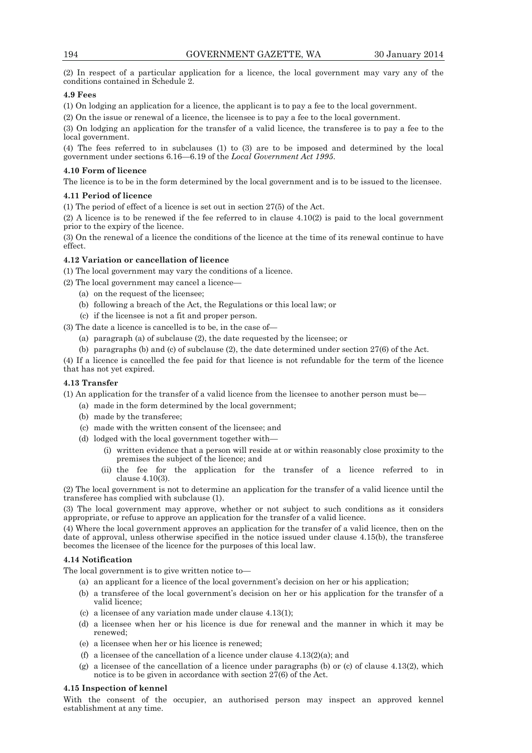(2) In respect of a particular application for a licence, the local government may vary any of the conditions contained in Schedule 2.

**4.9 Fees**

(1) On lodging an application for a licence, the applicant is to pay a fee to the local government.

(2) On the issue or renewal of a licence, the licensee is to pay a fee to the local government.

(3) On lodging an application for the transfer of a valid licence, the transferee is to pay a fee to the local government.

(4) The fees referred to in subclauses (1) to (3) are to be imposed and determined by the local government under sections 6.16—6.19 of the *Local Government Act 1995*.

**4.10 Form of licence**

The licence is to be in the form determined by the local government and is to be issued to the licensee.

**4.11 Period of licence**

(1) The period of effect of a licence is set out in section 27(5) of the Act.

(2) A licence is to be renewed if the fee referred to in clause 4.10(2) is paid to the local government prior to the expiry of the licence.

(3) On the renewal of a licence the conditions of the licence at the time of its renewal continue to have effect.

**4.12 Variation or cancellation of licence**

(1) The local government may vary the conditions of a licence.

(2) The local government may cancel a licence—

- (a) on the request of the licensee;
- (b) following a breach of the Act, the Regulations or this local law; or
- (c) if the licensee is not a fit and proper person.

(3) The date a licence is cancelled is to be, in the case of—

- (a) paragraph (a) of subclause (2), the date requested by the licensee; or
- (b) paragraphs (b) and (c) of subclause (2), the date determined under section 27(6) of the Act.

(4) If a licence is cancelled the fee paid for that licence is not refundable for the term of the licence that has not yet expired.

**4.13 Transfer**

(1) An application for the transfer of a valid licence from the licensee to another person must be—

- (a) made in the form determined by the local government;
- (b) made by the transferee;
- (c) made with the written consent of the licensee; and
- (d) lodged with the local government together with—
  - (i) written evidence that a person will reside at or within reasonably close proximity to the premises the subject of the licence; and
  - (ii) the fee for the application for the transfer of a licence referred to in clause 4.10(3).

(2) The local government is not to determine an application for the transfer of a valid licence until the transferee has complied with subclause (1).

(3) The local government may approve, whether or not subject to such conditions as it considers appropriate, or refuse to approve an application for the transfer of a valid licence.

(4) Where the local government approves an application for the transfer of a valid licence, then on the date of approval, unless otherwise specified in the notice issued under clause 4.15(b), the transferee becomes the licensee of the licence for the purposes of this local law.

**4.14 Notification**

The local government is to give written notice to—

- (a) an applicant for a licence of the local government's decision on her or his application;
- (b) a transferee of the local government's decision on her or his application for the transfer of a valid licence;
- (c) a licensee of any variation made under clause 4.13(1);
- (d) a licensee when her or his licence is due for renewal and the manner in which it may be renewed;
- (e) a licensee when her or his licence is renewed;
- (f) a licensee of the cancellation of a licence under clause 4.13(2)(a); and
- (g) a licensee of the cancellation of a licence under paragraphs (b) or (c) of clause 4.13(2), which notice is to be given in accordance with section 27(6) of the Act.

**4.15 Inspection of kennel**

With the consent of the occupier, an authorised person may inspect an approved kennel establishment at any time.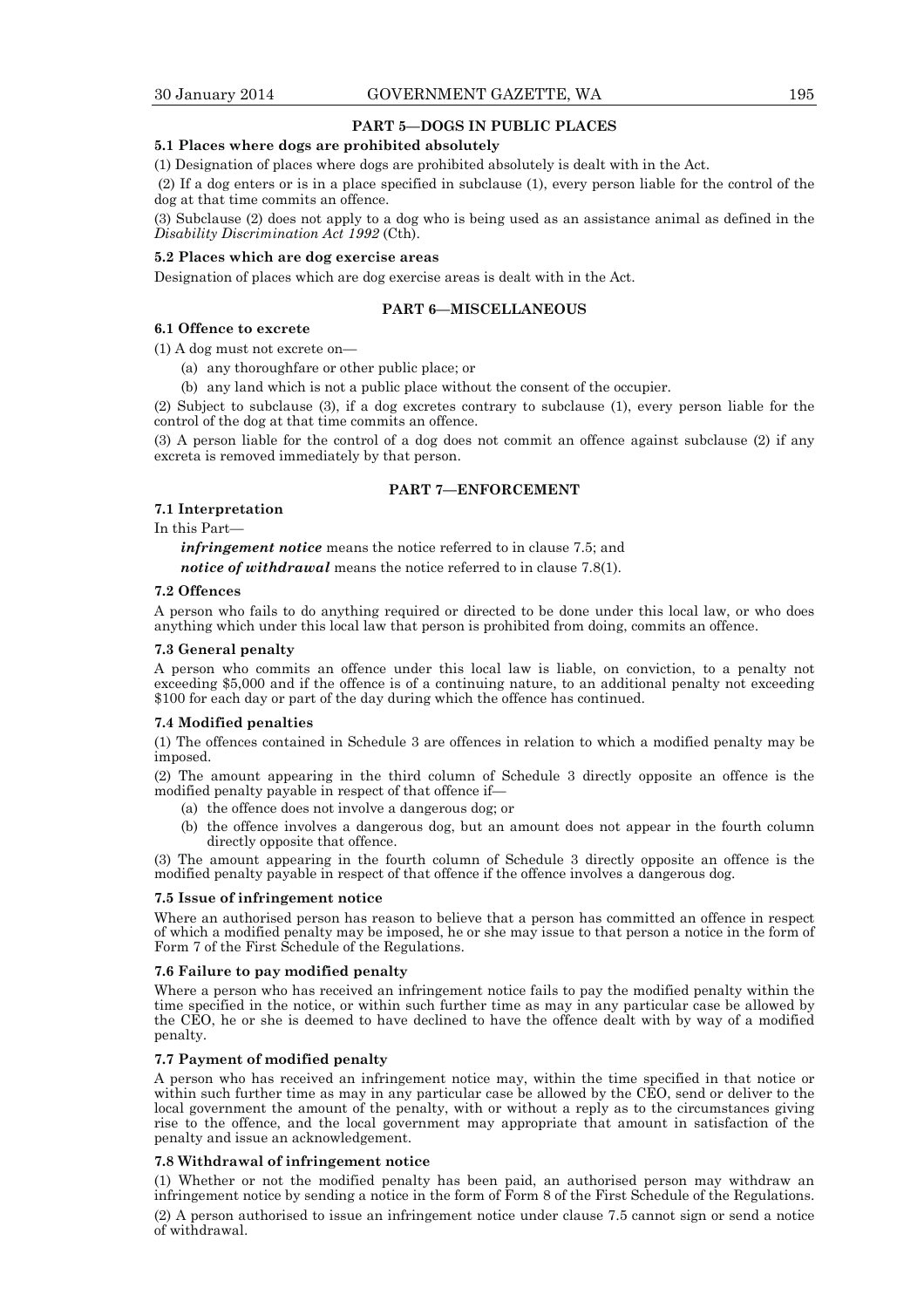## PART 5—DOGS IN PUBLIC PLACES

### 5.1 Places where dogs are prohibited absolutely

(1) Designation of places where dogs are prohibited absolutely is dealt with in the Act.

(2) If a dog enters or is in a place specified in subclause (1), every person liable for the control of the dog at that time commits an offence.

(3) Subclause (2) does not apply to a dog who is being used as an assistance animal as defined in the *Disability Discrimination Act 1992* (Cth).

### 5.2 Places which are dog exercise areas

Designation of places which are dog exercise areas is dealt with in the Act.

## PART 6—MISCELLANEOUS

### 6.1 Offence to excrete

(1) A dog must not excrete on—

(a) any thoroughfare or other public place; or

(b) any land which is not a public place without the consent of the occupier.

(2) Subject to subclause (3), if a dog excretes contrary to subclause (1), every person liable for the control of the dog at that time commits an offence.

(3) A person liable for the control of a dog does not commit an offence against subclause (2) if any excreta is removed immediately by that person.

## PART 7—ENFORCEMENT

### 7.1 Interpretation

In this Part—

***infringement notice*** means the notice referred to in clause 7.5; and

***notice of withdrawal*** means the notice referred to in clause 7.8(1).

### 7.2 Offences

A person who fails to do anything required or directed to be done under this local law, or who does anything which under this local law that person is prohibited from doing, commits an offence.

### 7.3 General penalty

A person who commits an offence under this local law is liable, on conviction, to a penalty not exceeding $5,000 and if the offence is of a continuing nature, to an additional penalty not exceeding $100 for each day or part of the day during which the offence has continued.

### 7.4 Modified penalties

(1) The offences contained in Schedule 3 are offences in relation to which a modified penalty may be imposed.

(2) The amount appearing in the third column of Schedule 3 directly opposite an offence is the modified penalty payable in respect of that offence if—

(a) the offence does not involve a dangerous dog; or

(b) the offence involves a dangerous dog, but an amount does not appear in the fourth column directly opposite that offence.

(3) The amount appearing in the fourth column of Schedule 3 directly opposite an offence is the modified penalty payable in respect of that offence if the offence involves a dangerous dog.

### 7.5 Issue of infringement notice

Where an authorised person has reason to believe that a person has committed an offence in respect of which a modified penalty may be imposed, he or she may issue to that person a notice in the form of Form 7 of the First Schedule of the Regulations.

### 7.6 Failure to pay modified penalty

Where a person who has received an infringement notice fails to pay the modified penalty within the time specified in the notice, or within such further time as may in any particular case be allowed by the CEO, he or she is deemed to have declined to have the offence dealt with by way of a modified penalty.

### 7.7 Payment of modified penalty

A person who has received an infringement notice may, within the time specified in that notice or within such further time as may in any particular case be allowed by the CEO, send or deliver to the local government the amount of the penalty, with or without a reply as to the circumstances giving rise to the offence, and the local government may appropriate that amount in satisfaction of the penalty and issue an acknowledgement.

### 7.8 Withdrawal of infringement notice

(1) Whether or not the modified penalty has been paid, an authorised person may withdraw an infringement notice by sending a notice in the form of Form 8 of the First Schedule of the Regulations.

(2) A person authorised to issue an infringement notice under clause 7.5 cannot sign or send a notice of withdrawal.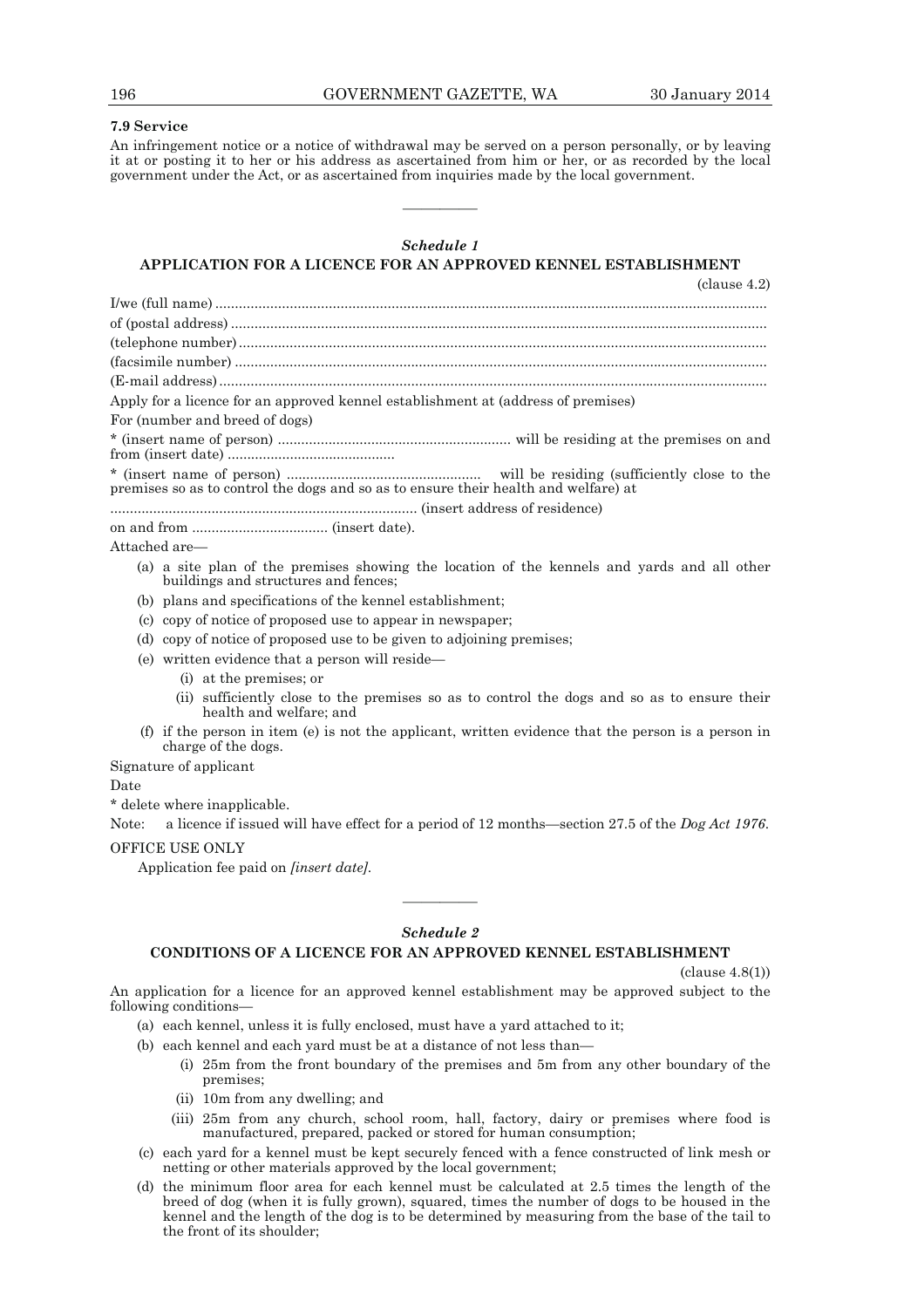**7.9 Service**

An infringement notice or a notice of withdrawal may be served on a person personally, or by leaving it at or posting it to her or his address as ascertained from him or her, or as recorded by the local government under the Act, or as ascertained from inquiries made by the local government.

———————

*Schedule 1*

**APPLICATION FOR A LICENCE FOR AN APPROVED KENNEL ESTABLISHMENT**

(clause 4.2)

I/we (full name) ..........................................................................................................................................

of (postal address) .......................................................................................................................................

(telephone number) ......................................................................................................................................

(facsimile number) .......................................................................................................................................

(E-mail address) ...........................................................................................................................................

Apply for a licence for an approved kennel establishment at (address of premises)

For (number and breed of dogs)

* (insert name of person) ........................................................... will be residing at the premises on and from (insert date) ..........................................

* (insert name of person) .................................................. will be residing (sufficiently close to the premises so as to control the dogs and so as to ensure their health and welfare) at

.............................................................................. (insert address of residence)

on and from ................................... (insert date).

Attached are—

(a) a site plan of the premises showing the location of the kennels and yards and all other buildings and structures and fences;

(b) plans and specifications of the kennel establishment;

(c) copy of notice of proposed use to appear in newspaper;

(d) copy of notice of proposed use to be given to adjoining premises;

(e) written evidence that a person will reside—

  (i) at the premises; or

  (ii) sufficiently close to the premises so as to control the dogs and so as to ensure their health and welfare; and

(f) if the person in item (e) is not the applicant, written evidence that the person is a person in charge of the dogs.

Signature of applicant

Date

* delete where inapplicable.

Note: a licence if issued will have effect for a period of 12 months—section 27.5 of the *Dog Act 1976*.

OFFICE USE ONLY

Application fee paid on *[insert date]*.

———————

*Schedule 2*

**CONDITIONS OF A LICENCE FOR AN APPROVED KENNEL ESTABLISHMENT**

(clause 4.8(1))

An application for a licence for an approved kennel establishment may be approved subject to the following conditions—

(a) each kennel, unless it is fully enclosed, must have a yard attached to it;

(b) each kennel and each yard must be at a distance of not less than—

  (i) 25m from the front boundary of the premises and 5m from any other boundary of the premises;

  (ii) 10m from any dwelling; and

  (iii) 25m from any church, school room, hall, factory, dairy or premises where food is manufactured, prepared, packed or stored for human consumption;

(c) each yard for a kennel must be kept securely fenced with a fence constructed of link mesh or netting or other materials approved by the local government;

(d) the minimum floor area for each kennel must be calculated at 2.5 times the length of the breed of dog (when it is fully grown), squared, times the number of dogs to be housed in the kennel and the length of the dog is to be determined by measuring from the base of the tail to the front of its shoulder;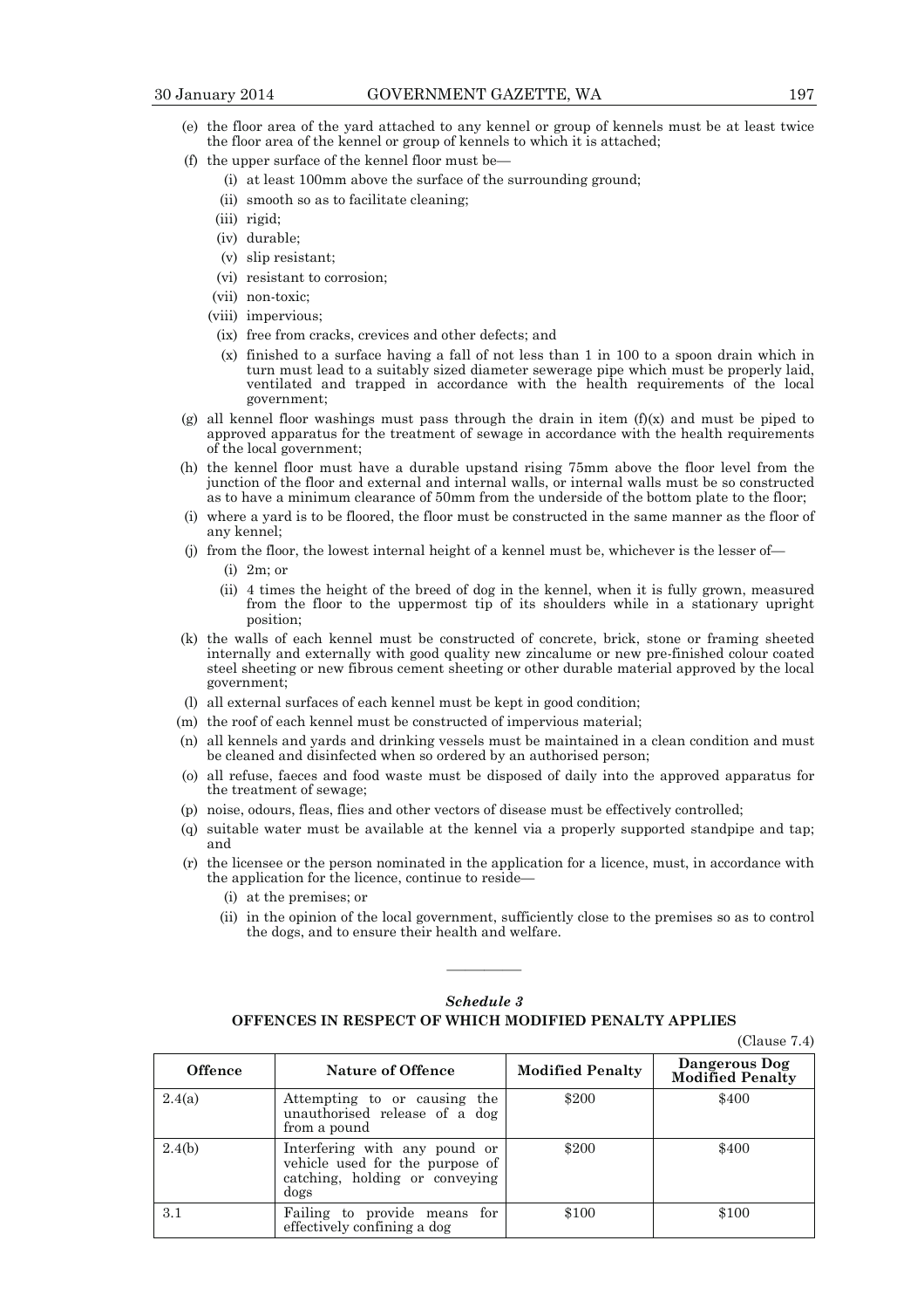(e) the floor area of the yard attached to any kennel or group of kennels must be at least twice the floor area of the kennel or group of kennels to which it is attached;

(f) the upper surface of the kennel floor must be—

(i) at least 100mm above the surface of the surrounding ground;

(ii) smooth so as to facilitate cleaning;

(iii) rigid;

(iv) durable;

(v) slip resistant;

(vi) resistant to corrosion;

(vii) non-toxic;

(viii) impervious;

(ix) free from cracks, crevices and other defects; and

(x) finished to a surface having a fall of not less than 1 in 100 to a spoon drain which in turn must lead to a suitably sized diameter sewerage pipe which must be properly laid, ventilated and trapped in accordance with the health requirements of the local government;

(g) all kennel floor washings must pass through the drain in item (f)(x) and must be piped to approved apparatus for the treatment of sewage in accordance with the health requirements of the local government;

(h) the kennel floor must have a durable upstand rising 75mm above the floor level from the junction of the floor and external and internal walls, or internal walls must be so constructed as to have a minimum clearance of 50mm from the underside of the bottom plate to the floor;

(i) where a yard is to be floored, the floor must be constructed in the same manner as the floor of any kennel;

(j) from the floor, the lowest internal height of a kennel must be, whichever is the lesser of—

(i) 2m; or

(ii) 4 times the height of the breed of dog in the kennel, when it is fully grown, measured from the floor to the uppermost tip of its shoulders while in a stationary upright position;

(k) the walls of each kennel must be constructed of concrete, brick, stone or framing sheeted internally and externally with good quality new zincalume or new pre-finished colour coated steel sheeting or new fibrous cement sheeting or other durable material approved by the local government;

(l) all external surfaces of each kennel must be kept in good condition;

(m) the roof of each kennel must be constructed of impervious material;

(n) all kennels and yards and drinking vessels must be maintained in a clean condition and must be cleaned and disinfected when so ordered by an authorised person;

(o) all refuse, faeces and food waste must be disposed of daily into the approved apparatus for the treatment of sewage;

(p) noise, odours, fleas, flies and other vectors of disease must be effectively controlled;

(q) suitable water must be available at the kennel via a properly supported standpipe and tap; and

(r) the licensee or the person nominated in the application for a licence, must, in accordance with the application for the licence, continue to reside—

(i) at the premises; or

(ii) in the opinion of the local government, sufficiently close to the premises so as to control the dogs, and to ensure their health and welfare.

———————

## *Schedule 3*

## OFFENCES IN RESPECT OF WHICH MODIFIED PENALTY APPLIES

(Clause 7.4)

| Offence | Nature of Offence | Modified Penalty | Dangerous Dog Modified Penalty |
|---|---|---|---|
| 2.4(a) | Attempting to or causing the unauthorised release of a dog from a pound | $200 | $400 |
| 2.4(b) | Interfering with any pound or vehicle used for the purpose of catching, holding or conveying dogs | $200 | $400 |
| 3.1 | Failing to provide means for effectively confining a dog | $100 | $100 |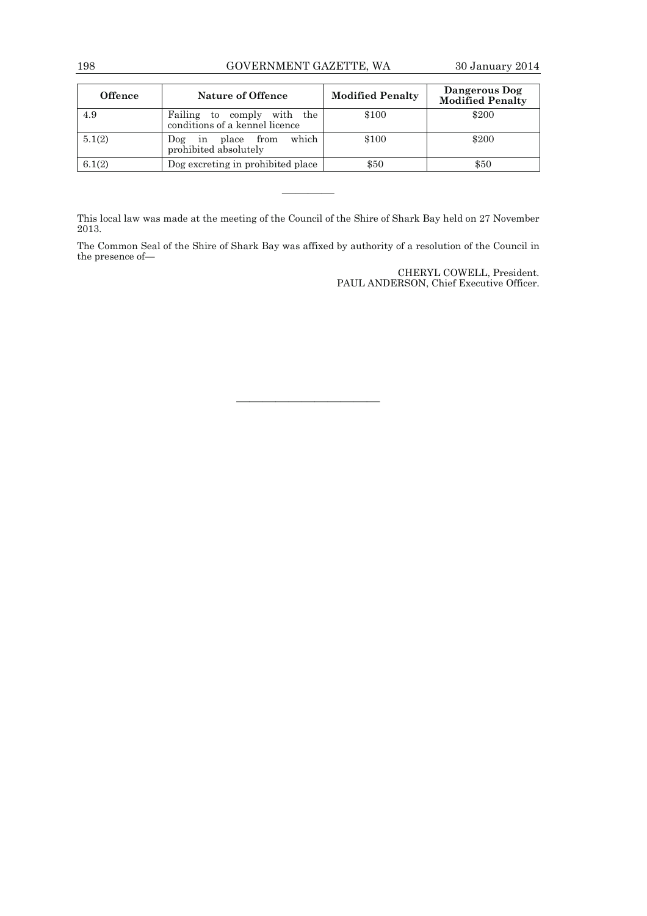| Offence | Nature of Offence | Modified Penalty | Dangerous Dog Modified Penalty |
|---|---|---|---|
| 4.9 | Failing to comply with the conditions of a kennel licence | $100 | $200 |
| 5.1(2) | Dog in place from which prohibited absolutely | $100 | $200 |
| 6.1(2) | Dog excreting in prohibited place | $50 | $50 |

———————

This local law was made at the meeting of the Council of the Shire of Shark Bay held on 27 November 2013.

The Common Seal of the Shire of Shark Bay was affixed by authority of a resolution of the Council in the presence of—

CHERYL COWELL, President.
PAUL ANDERSON, Chief Executive Officer.

———————————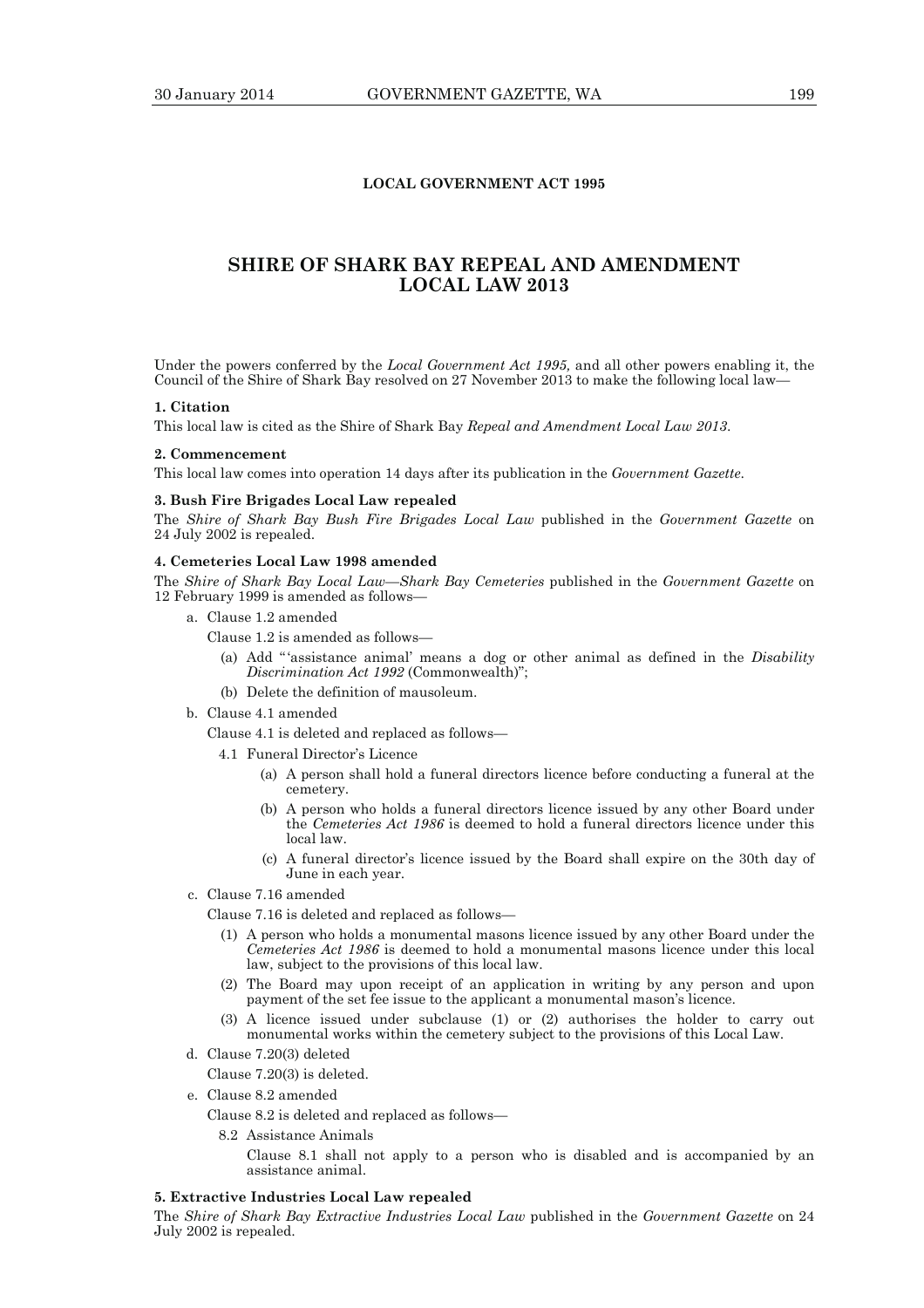## LOCAL GOVERNMENT ACT 1995

# SHIRE OF SHARK BAY REPEAL AND AMENDMENT LOCAL LAW 2013

Under the powers conferred by the *Local Government Act 1995,* and all other powers enabling it, the Council of the Shire of Shark Bay resolved on 27 November 2013 to make the following local law—

**1. Citation**

This local law is cited as the Shire of Shark Bay *Repeal and Amendment Local Law 2013*.

**2. Commencement**

This local law comes into operation 14 days after its publication in the *Government Gazette*.

**3. Bush Fire Brigades Local Law repealed**

The *Shire of Shark Bay Bush Fire Brigades Local Law* published in the *Government Gazette* on 24 July 2002 is repealed.

**4. Cemeteries Local Law 1998 amended**

The *Shire of Shark Bay Local Law—Shark Bay Cemeteries* published in the *Government Gazette* on 12 February 1999 is amended as follows—

a. Clause 1.2 amended

Clause 1.2 is amended as follows—

(a) Add "'assistance animal' means a dog or other animal as defined in the *Disability Discrimination Act 1992* (Commonwealth)";

(b) Delete the definition of mausoleum.

b. Clause 4.1 amended

Clause 4.1 is deleted and replaced as follows—

4.1 Funeral Director's Licence

(a) A person shall hold a funeral directors licence before conducting a funeral at the cemetery.

(b) A person who holds a funeral directors licence issued by any other Board under the *Cemeteries Act 1986* is deemed to hold a funeral directors licence under this local law.

(c) A funeral director's licence issued by the Board shall expire on the 30th day of June in each year.

c. Clause 7.16 amended

Clause 7.16 is deleted and replaced as follows—

(1) A person who holds a monumental masons licence issued by any other Board under the *Cemeteries Act 1986* is deemed to hold a monumental masons licence under this local law, subject to the provisions of this local law.

(2) The Board may upon receipt of an application in writing by any person and upon payment of the set fee issue to the applicant a monumental mason's licence.

(3) A licence issued under subclause (1) or (2) authorises the holder to carry out monumental works within the cemetery subject to the provisions of this Local Law.

d. Clause 7.20(3) deleted

Clause 7.20(3) is deleted.

e. Clause 8.2 amended

Clause 8.2 is deleted and replaced as follows—

8.2 Assistance Animals

Clause 8.1 shall not apply to a person who is disabled and is accompanied by an assistance animal.

**5. Extractive Industries Local Law repealed**

The *Shire of Shark Bay Extractive Industries Local Law* published in the *Government Gazette* on 24 July 2002 is repealed.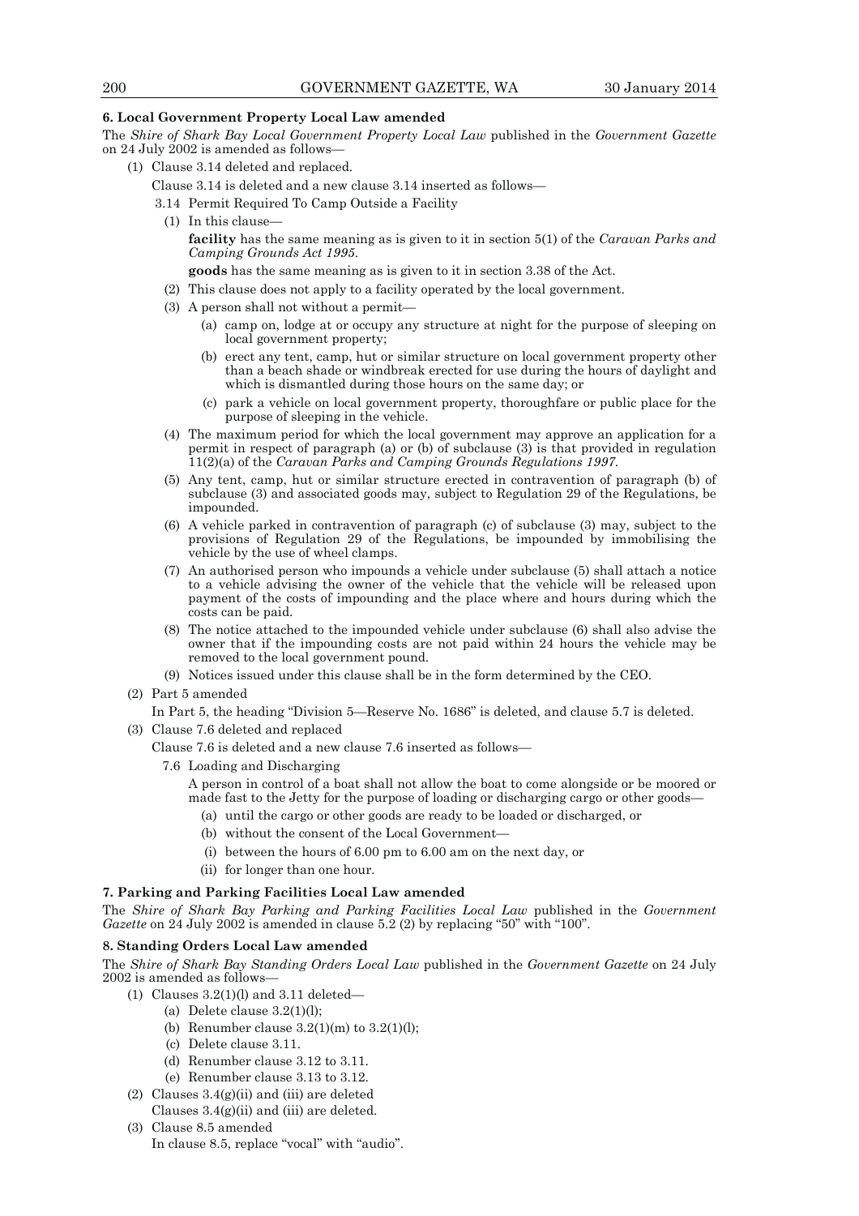**6. Local Government Property Local Law amended**

The *Shire of Shark Bay Local Government Property Local Law* published in the *Government Gazette* on 24 July 2002 is amended as follows—

(1) Clause 3.14 deleted and replaced.

Clause 3.14 is deleted and a new clause 3.14 inserted as follows—

3.14 Permit Required To Camp Outside a Facility

(1) In this clause—

**facility** has the same meaning as is given to it in section 5(1) of the *Caravan Parks and Camping Grounds Act 1995*.

**goods** has the same meaning as is given to it in section 3.38 of the Act.

(2) This clause does not apply to a facility operated by the local government.

(3) A person shall not without a permit—

(a) camp on, lodge at or occupy any structure at night for the purpose of sleeping on local government property;

(b) erect any tent, camp, hut or similar structure on local government property other than a beach shade or windbreak erected for use during the hours of daylight and which is dismantled during those hours on the same day; or

(c) park a vehicle on local government property, thoroughfare or public place for the purpose of sleeping in the vehicle.

(4) The maximum period for which the local government may approve an application for a permit in respect of paragraph (a) or (b) of subclause (3) is that provided in regulation 11(2)(a) of the *Caravan Parks and Camping Grounds Regulations 1997*.

(5) Any tent, camp, hut or similar structure erected in contravention of paragraph (b) of subclause (3) and associated goods may, subject to Regulation 29 of the Regulations, be impounded.

(6) A vehicle parked in contravention of paragraph (c) of subclause (3) may, subject to the provisions of Regulation 29 of the Regulations, be impounded by immobilising the vehicle by the use of wheel clamps.

(7) An authorised person who impounds a vehicle under subclause (5) shall attach a notice to a vehicle advising the owner of the vehicle that the vehicle will be released upon payment of the costs of impounding and the place where and hours during which the costs can be paid.

(8) The notice attached to the impounded vehicle under subclause (6) shall also advise the owner that if the impounding costs are not paid within 24 hours the vehicle may be removed to the local government pound.

(9) Notices issued under this clause shall be in the form determined by the CEO.

(2) Part 5 amended

In Part 5, the heading "Division 5—Reserve No. 1686" is deleted, and clause 5.7 is deleted.

(3) Clause 7.6 deleted and replaced

Clause 7.6 is deleted and a new clause 7.6 inserted as follows—

7.6 Loading and Discharging

A person in control of a boat shall not allow the boat to come alongside or be moored or made fast to the Jetty for the purpose of loading or discharging cargo or other goods—

(a) until the cargo or other goods are ready to be loaded or discharged, or

(b) without the consent of the Local Government—

(i) between the hours of 6.00 pm to 6.00 am on the next day, or

(ii) for longer than one hour.

**7. Parking and Parking Facilities Local Law amended**

The *Shire of Shark Bay Parking and Parking Facilities Local Law* published in the *Government Gazette* on 24 July 2002 is amended in clause 5.2 (2) by replacing "50" with "100".

**8. Standing Orders Local Law amended**

The *Shire of Shark Bay Standing Orders Local Law* published in the *Government Gazette* on 24 July 2002 is amended as follows—

(1) Clauses 3.2(1)(l) and 3.11 deleted—

(a) Delete clause 3.2(1)(l);

(b) Renumber clause 3.2(1)(m) to 3.2(1)(l);

(c) Delete clause 3.11.

(d) Renumber clause 3.12 to 3.11.

(e) Renumber clause 3.13 to 3.12.

(2) Clauses 3.4(g)(ii) and (iii) are deleted

Clauses 3.4(g)(ii) and (iii) are deleted.

(3) Clause 8.5 amended

In clause 8.5, replace "vocal" with "audio".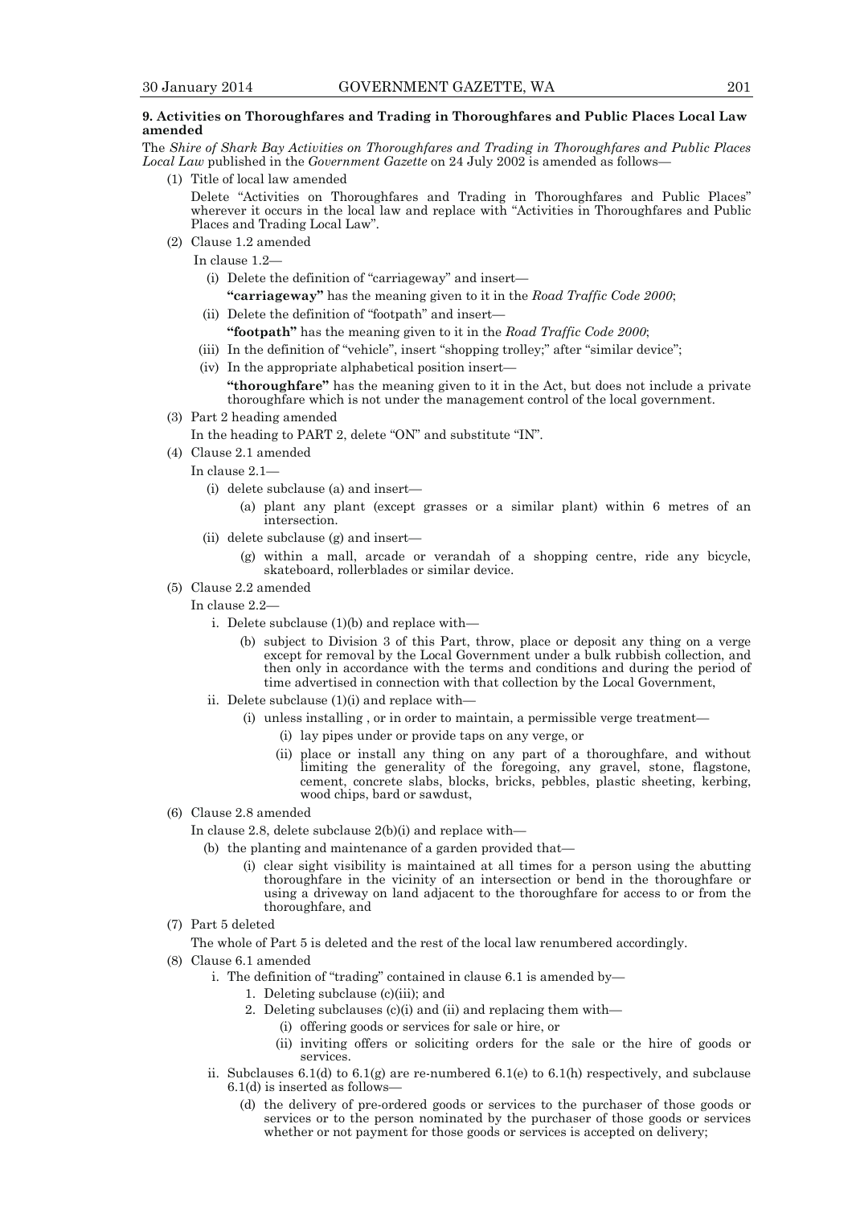**9. Activities on Thoroughfares and Trading in Thoroughfares and Public Places Local Law amended**

The *Shire of Shark Bay Activities on Thoroughfares and Trading in Thoroughfares and Public Places Local Law* published in the *Government Gazette* on 24 July 2002 is amended as follows—

(1) Title of local law amended

Delete "Activities on Thoroughfares and Trading in Thoroughfares and Public Places" wherever it occurs in the local law and replace with "Activities in Thoroughfares and Public Places and Trading Local Law".

(2) Clause 1.2 amended

In clause 1.2—

- (i) Delete the definition of "carriageway" and insert—

  **"carriageway"** has the meaning given to it in the *Road Traffic Code 2000*;

- (ii) Delete the definition of "footpath" and insert—

  **"footpath"** has the meaning given to it in the *Road Traffic Code 2000*;

- (iii) In the definition of "vehicle", insert "shopping trolley;" after "similar device";
- (iv) In the appropriate alphabetical position insert—

  **"thoroughfare"** has the meaning given to it in the Act, but does not include a private thoroughfare which is not under the management control of the local government.

(3) Part 2 heading amended

In the heading to PART 2, delete "ON" and substitute "IN".

(4) Clause 2.1 amended

In clause 2.1—

- (i) delete subclause (a) and insert—
  - (a) plant any plant (except grasses or a similar plant) within 6 metres of an intersection.
- (ii) delete subclause (g) and insert—
  - (g) within a mall, arcade or verandah of a shopping centre, ride any bicycle, skateboard, rollerblades or similar device.

(5) Clause 2.2 amended

In clause 2.2—

- i. Delete subclause (1)(b) and replace with—
  - (b) subject to Division 3 of this Part, throw, place or deposit any thing on a verge except for removal by the Local Government under a bulk rubbish collection, and then only in accordance with the terms and conditions and during the period of time advertised in connection with that collection by the Local Government,
- ii. Delete subclause (1)(i) and replace with—
  - (i) unless installing , or in order to maintain, a permissible verge treatment—
    - (i) lay pipes under or provide taps on any verge, or
    - (ii) place or install any thing on any part of a thoroughfare, and without limiting the generality of the foregoing, any gravel, stone, flagstone, cement, concrete slabs, blocks, bricks, pebbles, plastic sheeting, kerbing, wood chips, bard or sawdust,

(6) Clause 2.8 amended

In clause 2.8, delete subclause 2(b)(i) and replace with—

- (b) the planting and maintenance of a garden provided that—
  - (i) clear sight visibility is maintained at all times for a person using the abutting thoroughfare in the vicinity of an intersection or bend in the thoroughfare or using a driveway on land adjacent to the thoroughfare for access to or from the thoroughfare, and

(7) Part 5 deleted

The whole of Part 5 is deleted and the rest of the local law renumbered accordingly.

(8) Clause 6.1 amended

- i. The definition of "trading" contained in clause 6.1 is amended by—
  1. Deleting subclause (c)(iii); and
  2. Deleting subclauses (c)(i) and (ii) and replacing them with—
     - (i) offering goods or services for sale or hire, or
     - (ii) inviting offers or soliciting orders for the sale or the hire of goods or services.
- ii. Subclauses 6.1(d) to 6.1(g) are re-numbered 6.1(e) to 6.1(h) respectively, and subclause 6.1(d) is inserted as follows—
  - (d) the delivery of pre-ordered goods or services to the purchaser of those goods or services or to the person nominated by the purchaser of those goods or services whether or not payment for those goods or services is accepted on delivery;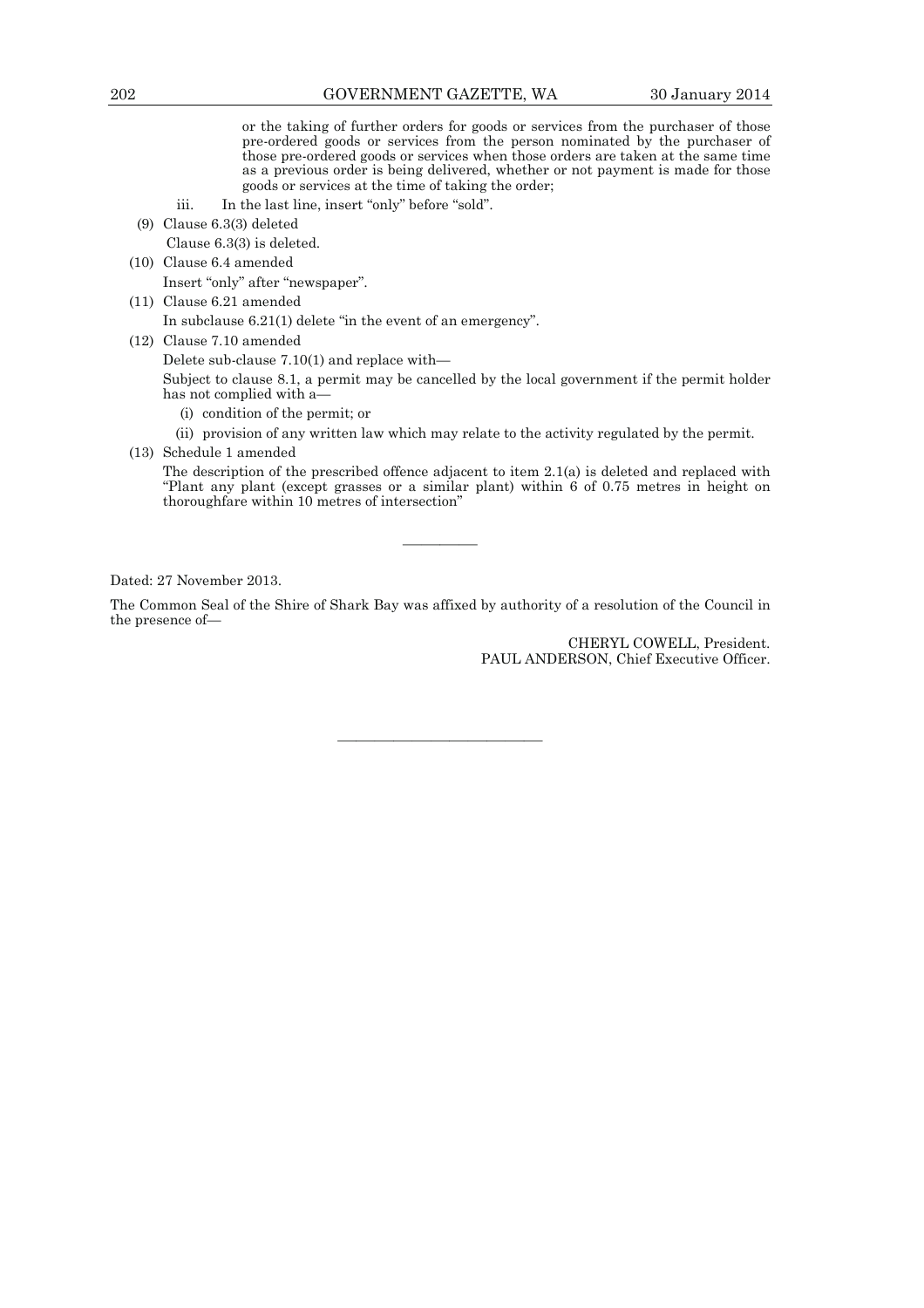or the taking of further orders for goods or services from the purchaser of those pre-ordered goods or services from the person nominated by the purchaser of those pre-ordered goods or services when those orders are taken at the same time as a previous order is being delivered, whether or not payment is made for those goods or services at the time of taking the order;

iii. In the last line, insert "only" before "sold".

(9) Clause 6.3(3) deleted

Clause 6.3(3) is deleted.

(10) Clause 6.4 amended

Insert "only" after "newspaper".

(11) Clause 6.21 amended

In subclause 6.21(1) delete "in the event of an emergency".

(12) Clause 7.10 amended

Delete sub-clause 7.10(1) and replace with—

Subject to clause 8.1, a permit may be cancelled by the local government if the permit holder has not complied with a—

(i) condition of the permit; or

(ii) provision of any written law which may relate to the activity regulated by the permit.

(13) Schedule 1 amended

The description of the prescribed offence adjacent to item 2.1(a) is deleted and replaced with "Plant any plant (except grasses or a similar plant) within 6 of 0.75 metres in height on thoroughfare within 10 metres of intersection"

---

Dated: 27 November 2013.

The Common Seal of the Shire of Shark Bay was affixed by authority of a resolution of the Council in the presence of—

CHERYL COWELL, President.
PAUL ANDERSON, Chief Executive Officer.

---